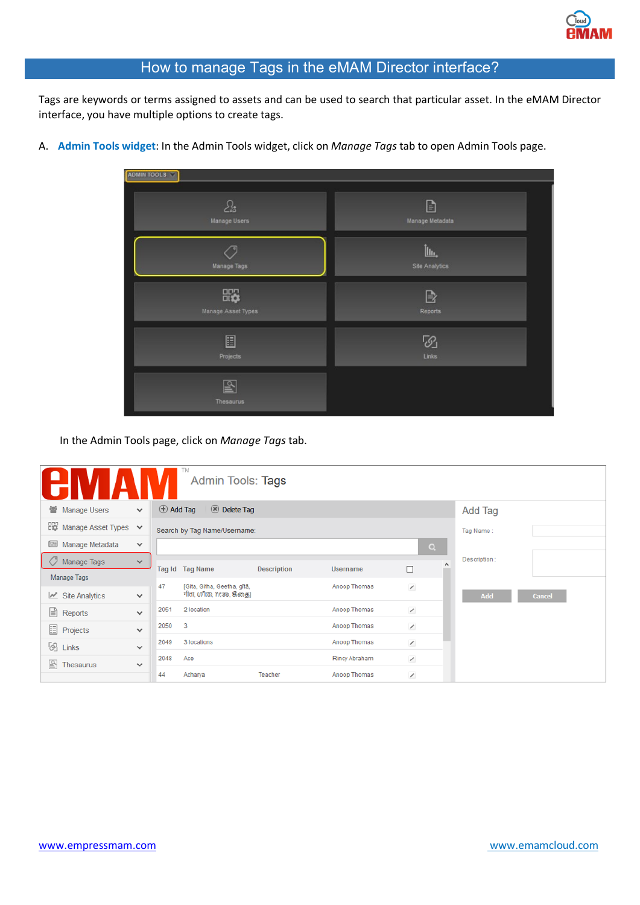# How to manage Tags in the eMAM Director interface?

Tags are keywords or terms assigned to assets and can be used to search that particular asset. In the eMAM Director interface, you have multiple options to create tags.

A. **Admin Tools widget**: In the Admin Tools widget, click on *Manage Tags* tab to open Admin Tools page.

In the Admin Tools page, click on *Manage Tags* tab.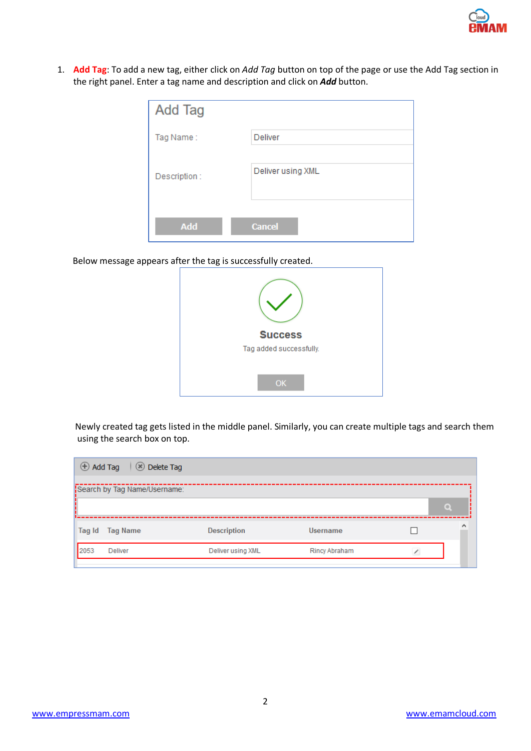1. **Add Tag**: To add a new tag, either click on *Add Tag* button on top of the page or use the Add Tag section in the right panel. Enter a tag name and description and click on ***Add*** button.

   Below message appears after the tag is successfully created.

   Newly created tag gets listed in the middle panel. Similarly, you can create multiple tags and search them using the search box on top.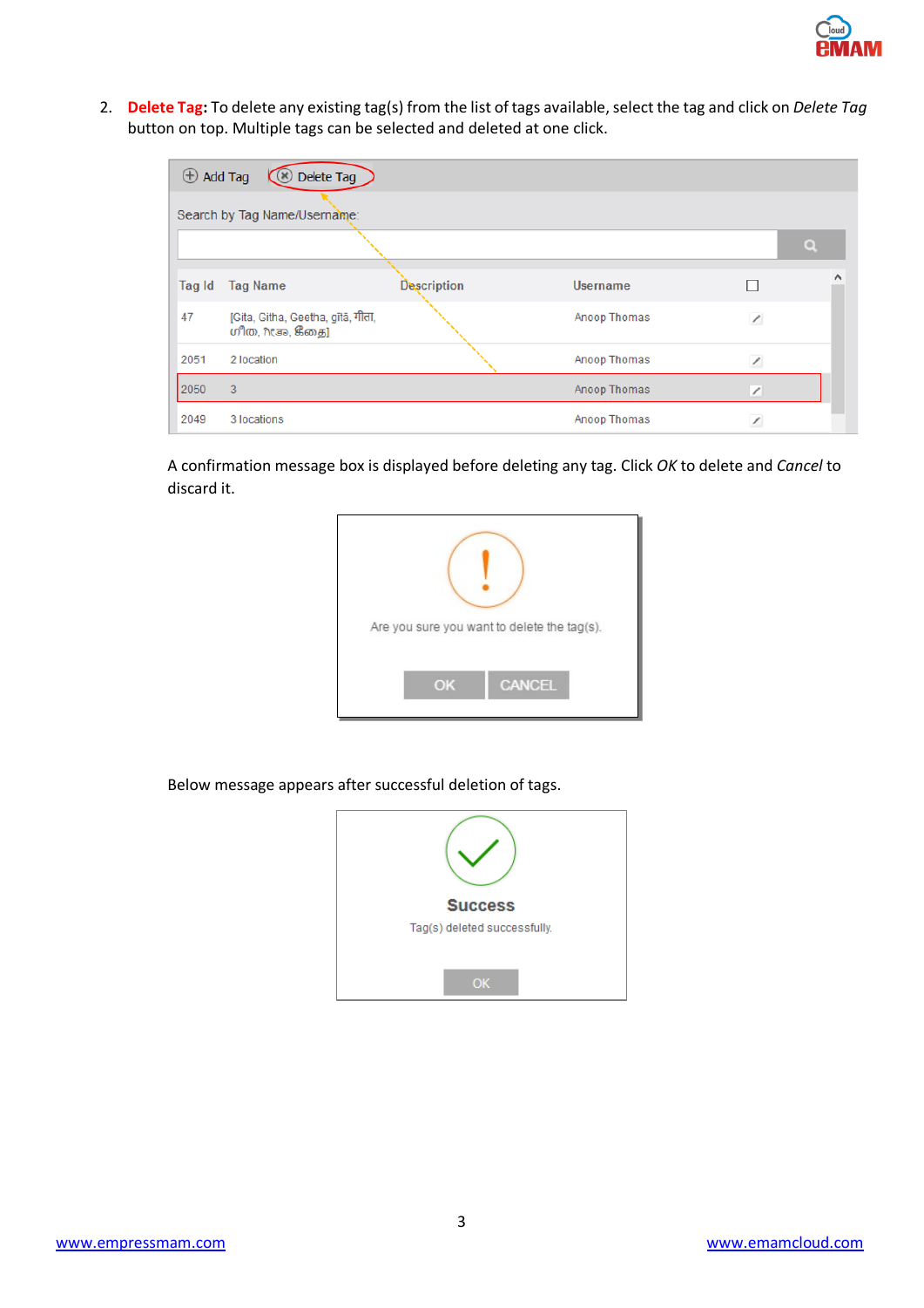2. **Delete Tag**: To delete any existing tag(s) from the list of tags available, select the tag and click on *Delete Tag* button on top. Multiple tags can be selected and deleted at one click.

A confirmation message box is displayed before deleting any tag. Click *OK* to delete and *Cancel* to discard it.

Below message appears after successful deletion of tags.

[www.empressmam.com](http://www.empressmam.com) [www.emamcloud.com](http://www.emamcloud.com)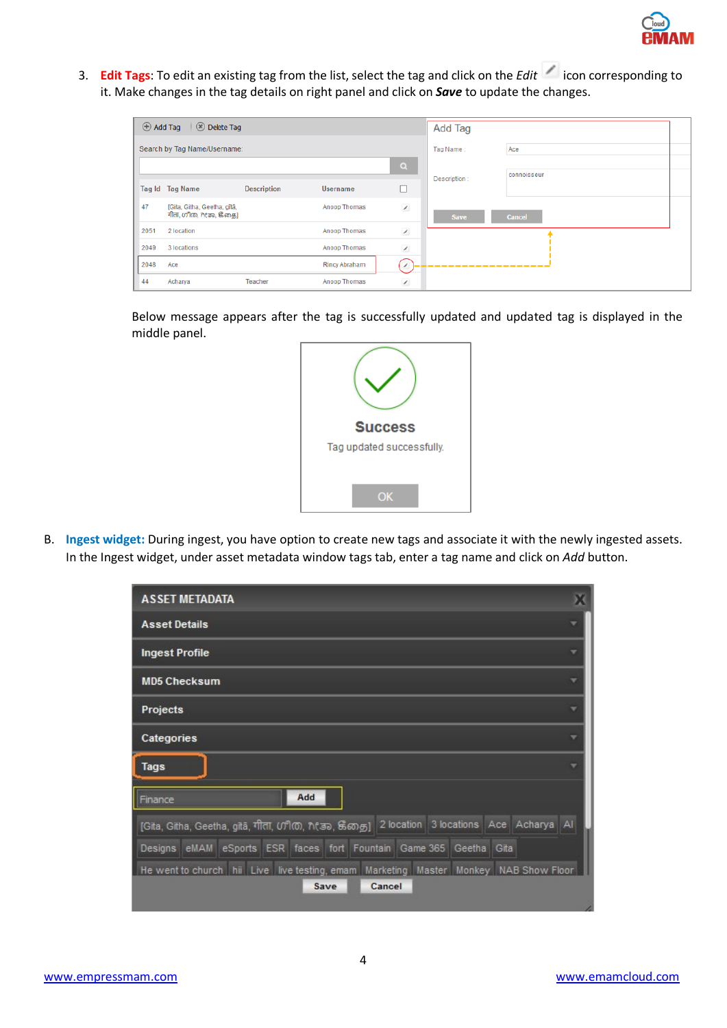3. **Edit Tags**: To edit an existing tag from the list, select the tag and click on the *Edit* icon corresponding to it. Make changes in the tag details on right panel and click on ***Save*** to update the changes.

Below message appears after the tag is successfully updated and updated tag is displayed in the middle panel.

B. **Ingest widget:** During ingest, you have option to create new tags and associate it with the newly ingested assets. In the Ingest widget, under asset metadata window tags tab, enter a tag name and click on *Add* button.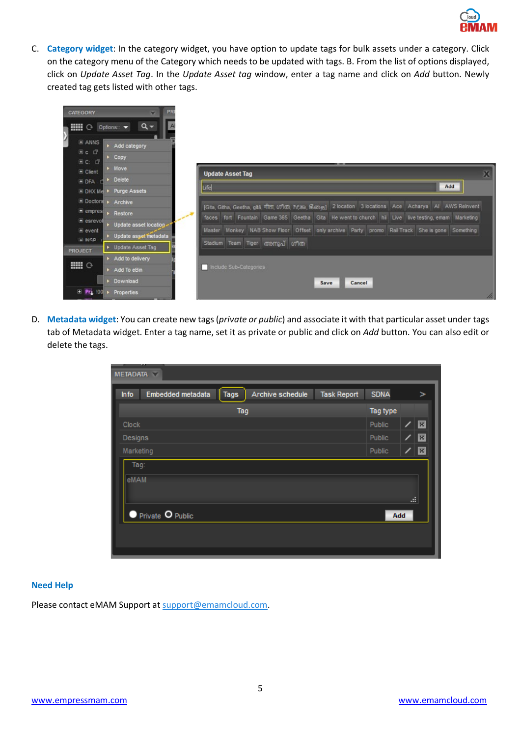C. **Category widget**: In the category widget, you have option to update tags for bulk assets under a category. Click on the category menu of the Category which needs to be updated with tags. B. From the list of options displayed, click on *Update Asset Tag*. In the *Update Asset tag* window, enter a tag name and click on *Add* button. Newly created tag gets listed with other tags.

D. **Metadata widget**: You can create new tags (*private or public*) and associate it with that particular asset under tags tab of Metadata widget. Enter a tag name, set it as private or public and click on *Add* button. You can also edit or delete the tags.

## Need Help

Please contact eMAM Support at support@emamcloud.com.

www.empressmam.com www.emamcloud.com